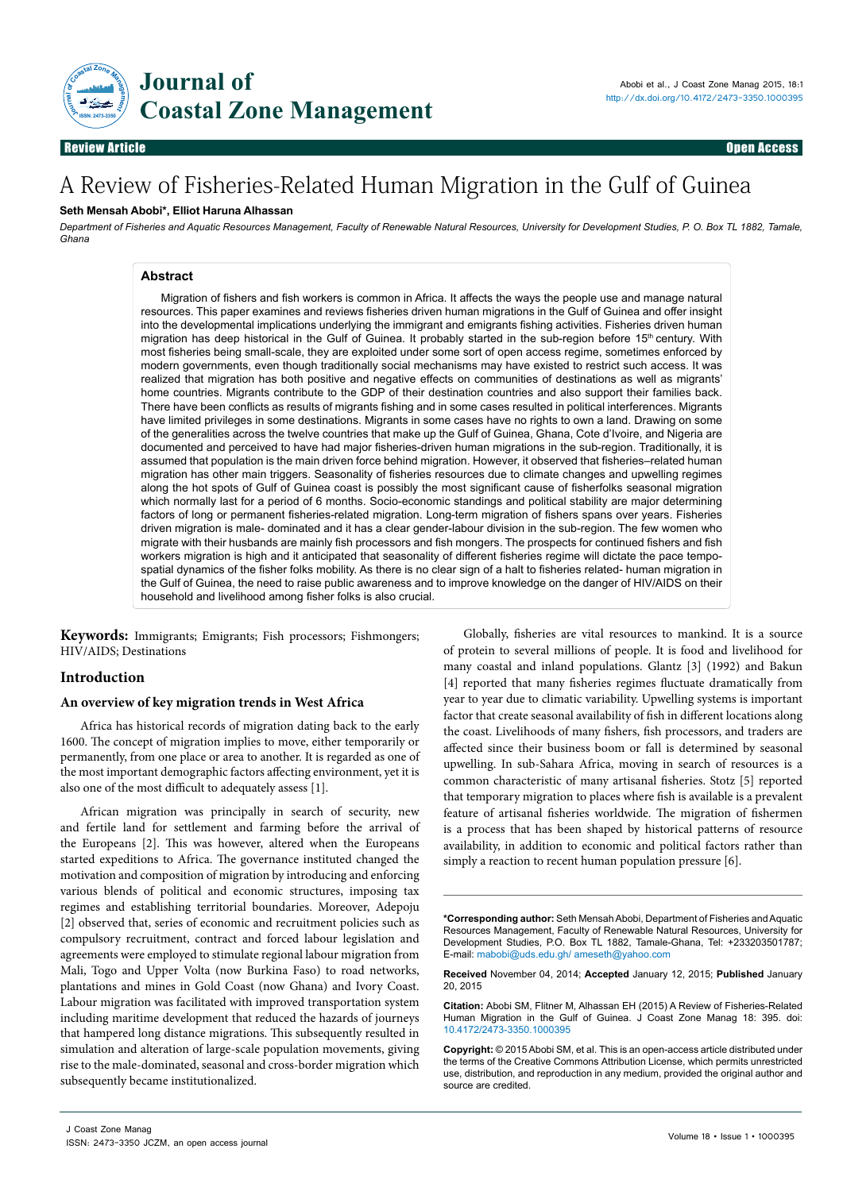Review Article — Open Access

# A Review of Fisheries-Related Human Migration in the Gulf of Guinea

**Seth Mensah Abobi\*, Elliot Haruna Alhassan**

*Department of Fisheries and Aquatic Resources Management, Faculty of Renewable Natural Resources, University for Development Studies, P. O. Box TL 1882, Tamale, Ghana*

## Abstract

Migration of fishers and fish workers is common in Africa. It affects the ways the people use and manage natural resources. This paper examines and reviews fisheries driven human migrations in the Gulf of Guinea and offer insight into the developmental implications underlying the immigrant and emigrants fishing activities. Fisheries driven human migration has deep historical in the Gulf of Guinea. It probably started in the sub-region before 15th century. With most fisheries being small-scale, they are exploited under some sort of open access regime, sometimes enforced by modern governments, even though traditionally social mechanisms may have existed to restrict such access. It was realized that migration has both positive and negative effects on communities of destinations as well as migrants' home countries. Migrants contribute to the GDP of their destination countries and also support their families back. There have been conflicts as results of migrants fishing and in some cases resulted in political interferences. Migrants have limited privileges in some destinations. Migrants in some cases have no rights to own a land. Drawing on some of the generalities across the twelve countries that make up the Gulf of Guinea, Ghana, Cote d'Ivoire, and Nigeria are documented and perceived to have had major fisheries-driven human migrations in the sub-region. Traditionally, it is assumed that population is the main driven force behind migration. However, it observed that fisheries–related human migration has other main triggers. Seasonality of fisheries resources due to climate changes and upwelling regimes along the hot spots of Gulf of Guinea coast is possibly the most significant cause of fisherfolks seasonal migration which normally last for a period of 6 months. Socio-economic standings and political stability are major determining factors of long or permanent fisheries-related migration. Long-term migration of fishers spans over years. Fisheries driven migration is male- dominated and it has a clear gender-labour division in the sub-region. The few women who migrate with their husbands are mainly fish processors and fish mongers. The prospects for continued fishers and fish workers migration is high and it anticipated that seasonality of different fisheries regime will dictate the pace tempo-spatial dynamics of the fisher folks mobility. As there is no clear sign of a halt to fisheries related- human migration in the Gulf of Guinea, the need to raise public awareness and to improve knowledge on the danger of HIV/AIDS on their household and livelihood among fisher folks is also crucial.

**Keywords:** Immigrants; Emigrants; Fish processors; Fishmongers; HIV/AIDS; Destinations

## Introduction

### An overview of key migration trends in West Africa

Africa has historical records of migration dating back to the early 1600. The concept of migration implies to move, either temporarily or permanently, from one place or area to another. It is regarded as one of the most important demographic factors affecting environment, yet it is also one of the most difficult to adequately assess [1].

African migration was principally in search of security, new and fertile land for settlement and farming before the arrival of the Europeans [2]. This was however, altered when the Europeans started expeditions to Africa. The governance instituted changed the motivation and composition of migration by introducing and enforcing various blends of political and economic structures, imposing tax regimes and establishing territorial boundaries. Moreover, Adepoju [2] observed that, series of economic and recruitment policies such as compulsory recruitment, contract and forced labour legislation and agreements were employed to stimulate regional labour migration from Mali, Togo and Upper Volta (now Burkina Faso) to road networks, plantations and mines in Gold Coast (now Ghana) and Ivory Coast. Labour migration was facilitated with improved transportation system including maritime development that reduced the hazards of journeys that hampered long distance migrations. This subsequently resulted in simulation and alteration of large-scale population movements, giving rise to the male-dominated, seasonal and cross-border migration which subsequently became institutionalized.

Globally, fisheries are vital resources to mankind. It is a source of protein to several millions of people. It is food and livelihood for many coastal and inland populations. Glantz [3] (1992) and Bakun [4] reported that many fisheries regimes fluctuate dramatically from year to year due to climatic variability. Upwelling systems is important factor that create seasonal availability of fish in different locations along the coast. Livelihoods of many fishers, fish processors, and traders are affected since their business boom or fall is determined by seasonal upwelling. In sub-Sahara Africa, moving in search of resources is a common characteristic of many artisanal fisheries. Stotz [5] reported that temporary migration to places where fish is available is a prevalent feature of artisanal fisheries worldwide. The migration of fishermen is a process that has been shaped by historical patterns of resource availability, in addition to economic and political factors rather than simply a reaction to recent human population pressure [6].

**\*Corresponding author:** Seth Mensah Abobi, Department of Fisheries and Aquatic Resources Management, Faculty of Renewable Natural Resources, University for Development Studies, P.O. Box TL 1882, Tamale-Ghana, Tel: +233203501787; E-mail: mabobi@uds.edu.gh/ ameseth@yahoo.com

**Received** November 04, 2014; **Accepted** January 12, 2015; **Published** January 20, 2015

**Citation:** Abobi SM, Flitner M, Alhassan EH (2015) A Review of Fisheries-Related Human Migration in the Gulf of Guinea. J Coast Zone Manag 18: 395. doi: 10.4172/2473-3350.1000395

**Copyright:** © 2015 Abobi SM, et al. This is an open-access article distributed under the terms of the Creative Commons Attribution License, which permits unrestricted use, distribution, and reproduction in any medium, provided the original author and source are credited.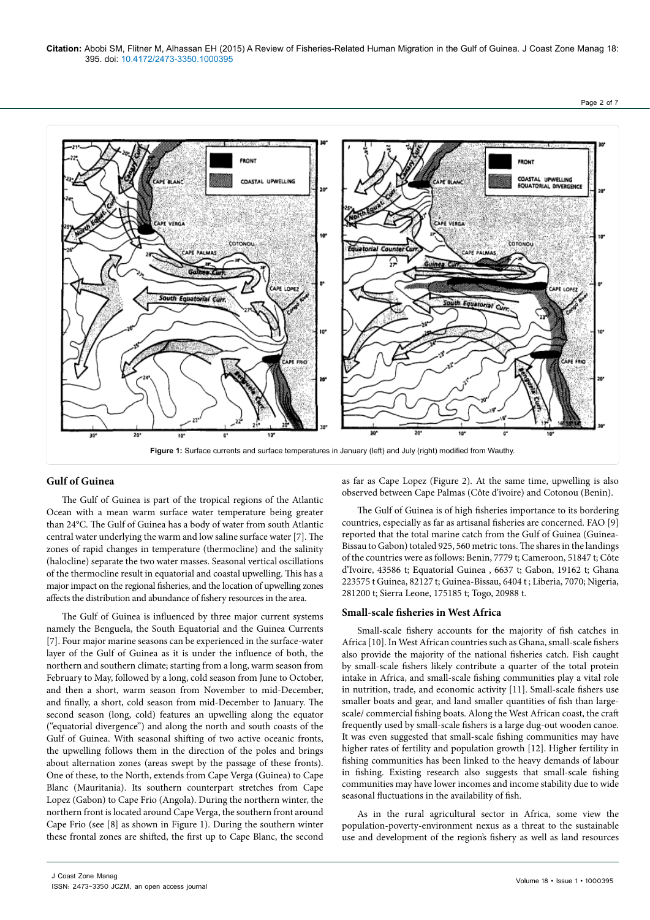Figure 1: Surface currents and surface temperatures in January (left) and July (right) modified from Wauthy.

## Gulf of Guinea

The Gulf of Guinea is part of the tropical regions of the Atlantic Ocean with a mean warm surface water temperature being greater than 24°C. The Gulf of Guinea has a body of water from south Atlantic central water underlying the warm and low saline surface water [7]. The zones of rapid changes in temperature (thermocline) and the salinity (halocline) separate the two water masses. Seasonal vertical oscillations of the thermocline result in equatorial and coastal upwelling. This has a major impact on the regional fisheries, and the location of upwelling zones affects the distribution and abundance of fishery resources in the area.

The Gulf of Guinea is influenced by three major current systems namely the Benguela, the South Equatorial and the Guinea Currents [7]. Four major marine seasons can be experienced in the surface-water layer of the Gulf of Guinea as it is under the influence of both, the northern and southern climate; starting from a long, warm season from February to May, followed by a long, cold season from June to October, and then a short, warm season from November to mid-December, and finally, a short, cold season from mid-December to January. The second season (long, cold) features an upwelling along the equator ("equatorial divergence") and along the north and south coasts of the Gulf of Guinea. With seasonal shifting of two active oceanic fronts, the upwelling follows them in the direction of the poles and brings about alternation zones (areas swept by the passage of these fronts). One of these, to the North, extends from Cape Verga (Guinea) to Cape Blanc (Mauritania). Its southern counterpart stretches from Cape Lopez (Gabon) to Cape Frio (Angola). During the northern winter, the northern front is located around Cape Verga, the southern front around Cape Frio (see [8] as shown in Figure 1). During the southern winter these frontal zones are shifted, the first up to Cape Blanc, the second as far as Cape Lopez (Figure 2). At the same time, upwelling is also observed between Cape Palmas (Côte d'ivoire) and Cotonou (Benin).

The Gulf of Guinea is of high fisheries importance to its bordering countries, especially as far as artisanal fisheries are concerned. FAO [9] reported that the total marine catch from the Gulf of Guinea (Guinea-Bissau to Gabon) totaled 925, 560 metric tons. The shares in the landings of the countries were as follows: Benin, 7779 t; Cameroon, 51847 t; Côte d'Ivoire, 43586 t; Equatorial Guinea , 6637 t; Gabon, 19162 t; Ghana 223575 t Guinea, 82127 t; Guinea-Bissau, 6404 t ; Liberia, 7070; Nigeria, 281200 t; Sierra Leone, 175185 t; Togo, 20988 t.

## Small-scale fisheries in West Africa

Small-scale fishery accounts for the majority of fish catches in Africa [10]. In West African countries such as Ghana, small-scale fishers also provide the majority of the national fisheries catch. Fish caught by small-scale fishers likely contribute a quarter of the total protein intake in Africa, and small-scale fishing communities play a vital role in nutrition, trade, and economic activity [11]. Small-scale fishers use smaller boats and gear, and land smaller quantities of fish than large-scale/ commercial fishing boats. Along the West African coast, the craft frequently used by small-scale fishers is a large dug-out wooden canoe. It was even suggested that small-scale fishing communities may have higher rates of fertility and population growth [12]. Higher fertility in fishing communities has been linked to the heavy demands of labour in fishing. Existing research also suggests that small-scale fishing communities may have lower incomes and income stability due to wide seasonal fluctuations in the availability of fish.

As in the rural agricultural sector in Africa, some view the population-poverty-environment nexus as a threat to the sustainable use and development of the region's fishery as well as land resources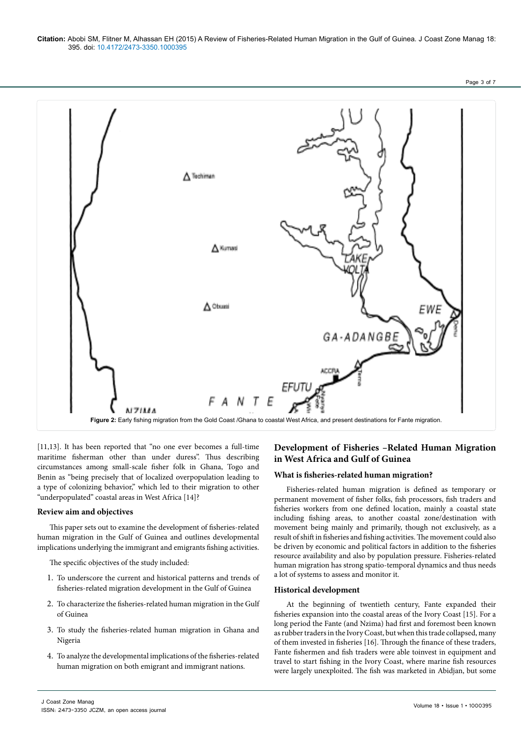Figure 2: Early fishing migration from the Gold Coast /Ghana to coastal West Africa, and present destinations for Fante migration.

[11,13]. It has been reported that "no one ever becomes a full-time maritime fisherman other than under duress". Thus describing circumstances among small-scale fisher folk in Ghana, Togo and Benin as "being precisely that of localized overpopulation leading to a type of colonizing behavior," which led to their migration to other "underpopulated" coastal areas in West Africa [14]?

### Review aim and objectives

This paper sets out to examine the development of fisheries-related human migration in the Gulf of Guinea and outlines developmental implications underlying the immigrant and emigrants fishing activities.

The specific objectives of the study included:

1. To underscore the current and historical patterns and trends of fisheries-related migration development in the Gulf of Guinea
2. To characterize the fisheries-related human migration in the Gulf of Guinea
3. To study the fisheries-related human migration in Ghana and Nigeria
4. To analyze the developmental implications of the fisheries-related human migration on both emigrant and immigrant nations.

## Development of Fisheries –Related Human Migration in West Africa and Gulf of Guinea

### What is fisheries-related human migration?

Fisheries-related human migration is defined as temporary or permanent movement of fisher folks, fish processors, fish traders and fisheries workers from one defined location, mainly a coastal state including fishing areas, to another coastal zone/destination with movement being mainly and primarily, though not exclusively, as a result of shift in fisheries and fishing activities. The movement could also be driven by economic and political factors in addition to the fisheries resource availability and also by population pressure. Fisheries-related human migration has strong spatio-temporal dynamics and thus needs a lot of systems to assess and monitor it.

### Historical development

At the beginning of twentieth century, Fante expanded their fisheries expansion into the coastal areas of the Ivory Coast [15]. For a long period the Fante (and Nzima) had first and foremost been known as rubber traders in the Ivory Coast, but when this trade collapsed, many of them invested in fisheries [16]. Through the finance of these traders, Fante fishermen and fish traders were able toinvest in equipment and travel to start fishing in the Ivory Coast, where marine fish resources were largely unexploited. The fish was marketed in Abidjan, but some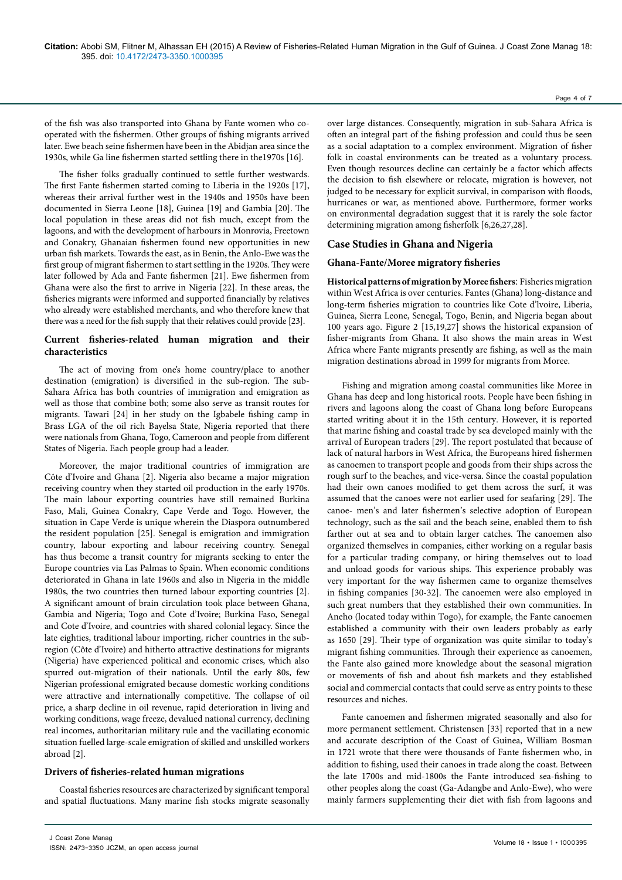of the fish was also transported into Ghana by Fante women who co-operated with the fishermen. Other groups of fishing migrants arrived later. Ewe beach seine fishermen have been in the Abidjan area since the 1930s, while Ga line fishermen started settling there in the1970s [16].

The fisher folks gradually continued to settle further westwards. The first Fante fishermen started coming to Liberia in the 1920s [17], whereas their arrival further west in the 1940s and 1950s have been documented in Sierra Leone [18], Guinea [19] and Gambia [20]. The local population in these areas did not fish much, except from the lagoons, and with the development of harbours in Monrovia, Freetown and Conakry, Ghanaian fishermen found new opportunities in new urban fish markets. Towards the east, as in Benin, the Anlo-Ewe was the first group of migrant fishermen to start settling in the 1920s. They were later followed by Ada and Fante fishermen [21]. Ewe fishermen from Ghana were also the first to arrive in Nigeria [22]. In these areas, the fisheries migrants were informed and supported financially by relatives who already were established merchants, and who therefore knew that there was a need for the fish supply that their relatives could provide [23].

### Current fisheries-related human migration and their characteristics

The act of moving from one's home country/place to another destination (emigration) is diversified in the sub-region. The sub-Sahara Africa has both countries of immigration and emigration as well as those that combine both; some also serve as transit routes for migrants. Tawari [24] in her study on the Igbabele fishing camp in Brass LGA of the oil rich Bayelsa State, Nigeria reported that there were nationals from Ghana, Togo, Cameroon and people from different States of Nigeria. Each people group had a leader.

Moreover, the major traditional countries of immigration are Côte d'Ivoire and Ghana [2]. Nigeria also became a major migration receiving country when they started oil production in the early 1970s. The main labour exporting countries have still remained Burkina Faso, Mali, Guinea Conakry, Cape Verde and Togo. However, the situation in Cape Verde is unique wherein the Diaspora outnumbered the resident population [25]. Senegal is emigration and immigration country, labour exporting and labour receiving country. Senegal has thus become a transit country for migrants seeking to enter the Europe countries via Las Palmas to Spain. When economic conditions deteriorated in Ghana in late 1960s and also in Nigeria in the middle 1980s, the two countries then turned labour exporting countries [2]. A significant amount of brain circulation took place between Ghana, Gambia and Nigeria; Togo and Cote d'Ivoire; Burkina Faso, Senegal and Cote d'Ivoire, and countries with shared colonial legacy. Since the late eighties, traditional labour importing, richer countries in the sub-region (Côte d'Ivoire) and hitherto attractive destinations for migrants (Nigeria) have experienced political and economic crises, which also spurred out-migration of their nationals. Until the early 80s, few Nigerian professional emigrated because domestic working conditions were attractive and internationally competitive. The collapse of oil price, a sharp decline in oil revenue, rapid deterioration in living and working conditions, wage freeze, devalued national currency, declining real incomes, authoritarian military rule and the vacillating economic situation fuelled large-scale emigration of skilled and unskilled workers abroad [2].

### Drivers of fisheries-related human migrations

Coastal fisheries resources are characterized by significant temporal and spatial fluctuations. Many marine fish stocks migrate seasonally over large distances. Consequently, migration in sub-Sahara Africa is often an integral part of the fishing profession and could thus be seen as a social adaptation to a complex environment. Migration of fisher folk in coastal environments can be treated as a voluntary process. Even though resources decline can certainly be a factor which affects the decision to fish elsewhere or relocate, migration is however, not judged to be necessary for explicit survival, in comparison with floods, hurricanes or war, as mentioned above. Furthermore, former works on environmental degradation suggest that it is rarely the sole factor determining migration among fisherfolk [6,26,27,28].

## Case Studies in Ghana and Nigeria

### Ghana-Fante/Moree migratory fisheries

**Historical patterns of migration by Moree fishers**: Fisheries migration within West Africa is over centuries. Fantes (Ghana) long-distance and long-term fisheries migration to countries like Cote d'lvoire, Liberia, Guinea, Sierra Leone, Senegal, Togo, Benin, and Nigeria began about 100 years ago. Figure 2 [15,19,27] shows the historical expansion of fisher-migrants from Ghana. It also shows the main areas in West Africa where Fante migrants presently are fishing, as well as the main migration destinations abroad in 1999 for migrants from Moree.

Fishing and migration among coastal communities like Moree in Ghana has deep and long historical roots. People have been fishing in rivers and lagoons along the coast of Ghana long before Europeans started writing about it in the 15th century. However, it is reported that marine fishing and coastal trade by sea developed mainly with the arrival of European traders [29]. The report postulated that because of lack of natural harbors in West Africa, the Europeans hired fishermen as canoemen to transport people and goods from their ships across the rough surf to the beaches, and vice-versa. Since the coastal population had their own canoes modified to get them across the surf, it was assumed that the canoes were not earlier used for seafaring [29]. The canoe- men's and later fishermen's selective adoption of European technology, such as the sail and the beach seine, enabled them to fish farther out at sea and to obtain larger catches. The canoemen also organized themselves in companies, either working on a regular basis for a particular trading company, or hiring themselves out to load and unload goods for various ships. This experience probably was very important for the way fishermen came to organize themselves in fishing companies [30-32]. The canoemen were also employed in such great numbers that they established their own communities. In Aneho (located today within Togo), for example, the Fante canoemen established a community with their own leaders probably as early as 1650 [29]. Their type of organization was quite similar to today's migrant fishing communities. Through their experience as canoemen, the Fante also gained more knowledge about the seasonal migration or movements of fish and about fish markets and they established social and commercial contacts that could serve as entry points to these resources and niches.

Fante canoemen and fishermen migrated seasonally and also for more permanent settlement. Christensen [33] reported that in a new and accurate description of the Coast of Guinea, William Bosman in 1721 wrote that there were thousands of Fante fishermen who, in addition to fishing, used their canoes in trade along the coast. Between the late 1700s and mid-1800s the Fante introduced sea-fishing to other peoples along the coast (Ga-Adangbe and Anlo-Ewe), who were mainly farmers supplementing their diet with fish from lagoons and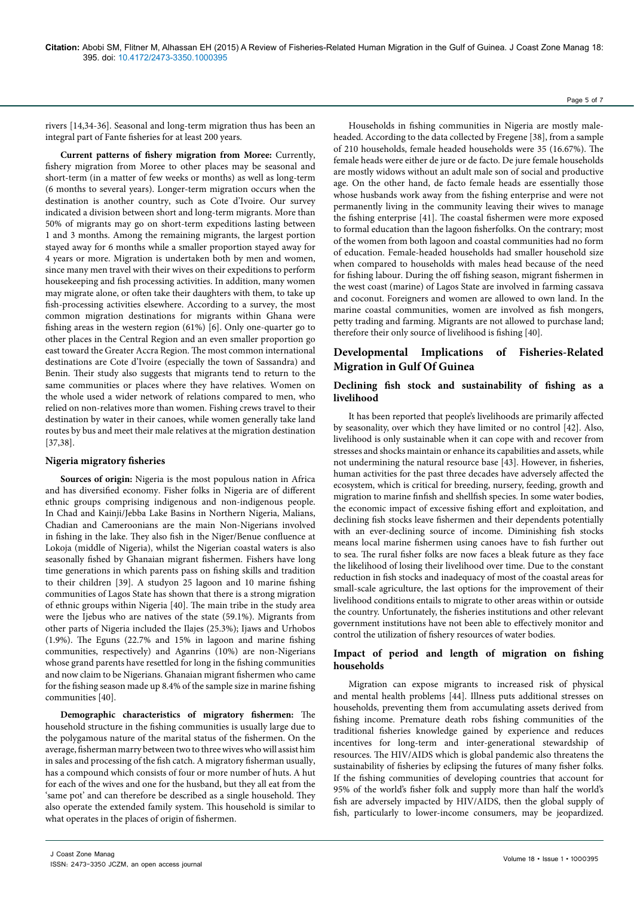rivers [14,34-36]. Seasonal and long-term migration thus has been an integral part of Fante fisheries for at least 200 years.

**Current patterns of fishery migration from Moree:** Currently, fishery migration from Moree to other places may be seasonal and short-term (in a matter of few weeks or months) as well as long-term (6 months to several years). Longer-term migration occurs when the destination is another country, such as Cote d'Ivoire. Our survey indicated a division between short and long-term migrants. More than 50% of migrants may go on short-term expeditions lasting between 1 and 3 months. Among the remaining migrants, the largest portion stayed away for 6 months while a smaller proportion stayed away for 4 years or more. Migration is undertaken both by men and women, since many men travel with their wives on their expeditions to perform housekeeping and fish processing activities. In addition, many women may migrate alone, or often take their daughters with them, to take up fish-processing activities elsewhere. According to a survey, the most common migration destinations for migrants within Ghana were fishing areas in the western region (61%) [6]. Only one-quarter go to other places in the Central Region and an even smaller proportion go east toward the Greater Accra Region. The most common international destinations are Cote d'Ivoire (especially the town of Sassandra) and Benin. Their study also suggests that migrants tend to return to the same communities or places where they have relatives. Women on the whole used a wider network of relations compared to men, who relied on non-relatives more than women. Fishing crews travel to their destination by water in their canoes, while women generally take land routes by bus and meet their male relatives at the migration destination [37,38].

### Nigeria migratory fisheries

**Sources of origin:** Nigeria is the most populous nation in Africa and has diversified economy. Fisher folks in Nigeria are of different ethnic groups comprising indigenous and non-indigenous people. In Chad and Kainji/Jebba Lake Basins in Northern Nigeria, Malians, Chadian and Cameroonians are the main Non-Nigerians involved in fishing in the lake. They also fish in the Niger/Benue confluence at Lokoja (middle of Nigeria), whilst the Nigerian coastal waters is also seasonally fished by Ghanaian migrant fishermen. Fishers have long time generations in which parents pass on fishing skills and tradition to their children [39]. A studyon 25 lagoon and 10 marine fishing communities of Lagos State has shown that there is a strong migration of ethnic groups within Nigeria [40]. The main tribe in the study area were the Ijebus who are natives of the state (59.1%). Migrants from other parts of Nigeria included the Ilajes (25.3%); Ijaws and Urhobos (1.9%). The Eguns (22.7% and 15% in lagoon and marine fishing communities, respectively) and Aganrins (10%) are non-Nigerians whose grand parents have resettled for long in the fishing communities and now claim to be Nigerians. Ghanaian migrant fishermen who came for the fishing season made up 8.4% of the sample size in marine fishing communities [40].

**Demographic characteristics of migratory fishermen:** The household structure in the fishing communities is usually large due to the polygamous nature of the marital status of the fishermen. On the average, fisherman marry between two to three wives who will assist him in sales and processing of the fish catch. A migratory fisherman usually, has a compound which consists of four or more number of huts. A hut for each of the wives and one for the husband, but they all eat from the 'same pot' and can therefore be described as a single household. They also operate the extended family system. This household is similar to what operates in the places of origin of fishermen.

Households in fishing communities in Nigeria are mostly male-headed. According to the data collected by Fregene [38], from a sample of 210 households, female headed households were 35 (16.67%). The female heads were either de jure or de facto. De jure female households are mostly widows without an adult male son of social and productive age. On the other hand, de facto female heads are essentially those whose husbands work away from the fishing enterprise and were not permanently living in the community leaving their wives to manage the fishing enterprise [41]. The coastal fishermen were more exposed to formal education than the lagoon fisherfolks. On the contrary; most of the women from both lagoon and coastal communities had no form of education. Female-headed households had smaller household size when compared to households with males head because of the need for fishing labour. During the off fishing season, migrant fishermen in the west coast (marine) of Lagos State are involved in farming cassava and coconut. Foreigners and women are allowed to own land. In the marine coastal communities, women are involved as fish mongers, petty trading and farming. Migrants are not allowed to purchase land; therefore their only source of livelihood is fishing [40].

## Developmental Implications of Fisheries-Related Migration in Gulf Of Guinea

### Declining fish stock and sustainability of fishing as a livelihood

It has been reported that people's livelihoods are primarily affected by seasonality, over which they have limited or no control [42]. Also, livelihood is only sustainable when it can cope with and recover from stresses and shocks maintain or enhance its capabilities and assets, while not undermining the natural resource base [43]. However, in fisheries, human activities for the past three decades have adversely affected the ecosystem, which is critical for breeding, nursery, feeding, growth and migration to marine finfish and shellfish species. In some water bodies, the economic impact of excessive fishing effort and exploitation, and declining fish stocks leave fishermen and their dependents potentially with an ever-declining source of income. Diminishing fish stocks means local marine fishermen using canoes have to fish further out to sea. The rural fisher folks are now faces a bleak future as they face the likelihood of losing their livelihood over time. Due to the constant reduction in fish stocks and inadequacy of most of the coastal areas for small-scale agriculture, the last options for the improvement of their livelihood conditions entails to migrate to other areas within or outside the country. Unfortunately, the fisheries institutions and other relevant government institutions have not been able to effectively monitor and control the utilization of fishery resources of water bodies.

### Impact of period and length of migration on fishing households

Migration can expose migrants to increased risk of physical and mental health problems [44]. Illness puts additional stresses on households, preventing them from accumulating assets derived from fishing income. Premature death robs fishing communities of the traditional fisheries knowledge gained by experience and reduces incentives for long-term and inter-generational stewardship of resources. The HIV/AIDS which is global pandemic also threatens the sustainability of fisheries by eclipsing the futures of many fisher folks. If the fishing communities of developing countries that account for 95% of the world's fisher folk and supply more than half the world's fish are adversely impacted by HIV/AIDS, then the global supply of fish, particularly to lower-income consumers, may be jeopardized.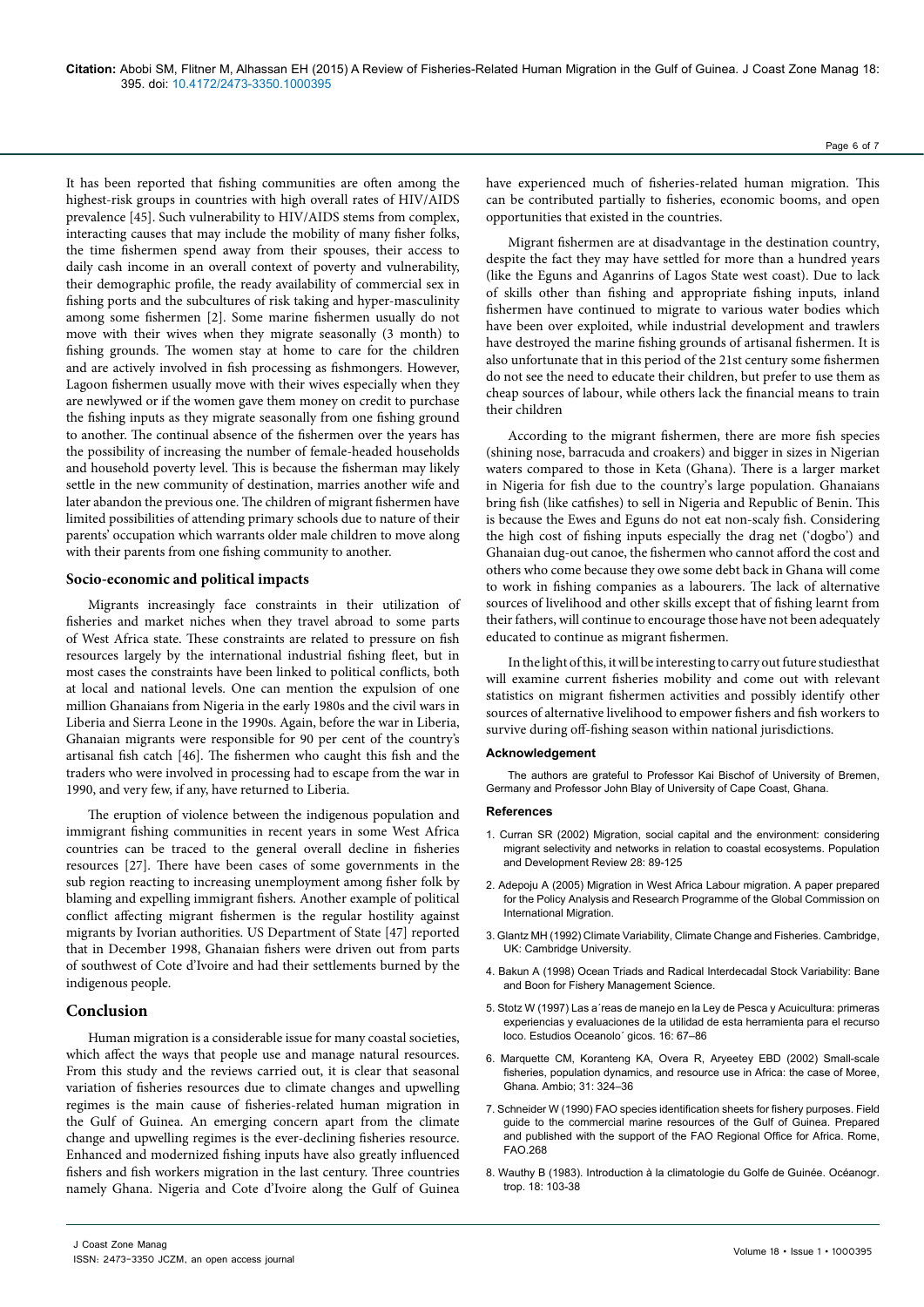It has been reported that fishing communities are often among the highest-risk groups in countries with high overall rates of HIV/AIDS prevalence [45]. Such vulnerability to HIV/AIDS stems from complex, interacting causes that may include the mobility of many fisher folks, the time fishermen spend away from their spouses, their access to daily cash income in an overall context of poverty and vulnerability, their demographic profile, the ready availability of commercial sex in fishing ports and the subcultures of risk taking and hyper-masculinity among some fishermen [2]. Some marine fishermen usually do not move with their wives when they migrate seasonally (3 month) to fishing grounds. The women stay at home to care for the children and are actively involved in fish processing as fishmongers. However, Lagoon fishermen usually move with their wives especially when they are newlywed or if the women gave them money on credit to purchase the fishing inputs as they migrate seasonally from one fishing ground to another. The continual absence of the fishermen over the years has the possibility of increasing the number of female-headed households and household poverty level. This is because the fisherman may likely settle in the new community of destination, marries another wife and later abandon the previous one. The children of migrant fishermen have limited possibilities of attending primary schools due to nature of their parents' occupation which warrants older male children to move along with their parents from one fishing community to another.

### Socio-economic and political impacts

Migrants increasingly face constraints in their utilization of fisheries and market niches when they travel abroad to some parts of West Africa state. These constraints are related to pressure on fish resources largely by the international industrial fishing fleet, but in most cases the constraints have been linked to political conflicts, both at local and national levels. One can mention the expulsion of one million Ghanaians from Nigeria in the early 1980s and the civil wars in Liberia and Sierra Leone in the 1990s. Again, before the war in Liberia, Ghanaian migrants were responsible for 90 per cent of the country's artisanal fish catch [46]. The fishermen who caught this fish and the traders who were involved in processing had to escape from the war in 1990, and very few, if any, have returned to Liberia.

The eruption of violence between the indigenous population and immigrant fishing communities in recent years in some West Africa countries can be traced to the general overall decline in fisheries resources [27]. There have been cases of some governments in the sub region reacting to increasing unemployment among fisher folk by blaming and expelling immigrant fishers. Another example of political conflict affecting migrant fishermen is the regular hostility against migrants by Ivorian authorities. US Department of State [47] reported that in December 1998, Ghanaian fishers were driven out from parts of southwest of Cote d'Ivoire and had their settlements burned by the indigenous people.

## Conclusion

Human migration is a considerable issue for many coastal societies, which affect the ways that people use and manage natural resources. From this study and the reviews carried out, it is clear that seasonal variation of fisheries resources due to climate changes and upwelling regimes is the main cause of fisheries-related human migration in the Gulf of Guinea. An emerging concern apart from the climate change and upwelling regimes is the ever-declining fisheries resource. Enhanced and modernized fishing inputs have also greatly influenced fishers and fish workers migration in the last century. Three countries namely Ghana. Nigeria and Cote d'Ivoire along the Gulf of Guinea have experienced much of fisheries-related human migration. This can be contributed partially to fisheries, economic booms, and open opportunities that existed in the countries.

Migrant fishermen are at disadvantage in the destination country, despite the fact they may have settled for more than a hundred years (like the Eguns and Aganrins of Lagos State west coast). Due to lack of skills other than fishing and appropriate fishing inputs, inland fishermen have continued to migrate to various water bodies which have been over exploited, while industrial development and trawlers have destroyed the marine fishing grounds of artisanal fishermen. It is also unfortunate that in this period of the 21st century some fishermen do not see the need to educate their children, but prefer to use them as cheap sources of labour, while others lack the financial means to train their children

According to the migrant fishermen, there are more fish species (shining nose, barracuda and croakers) and bigger in sizes in Nigerian waters compared to those in Keta (Ghana). There is a larger market in Nigeria for fish due to the country's large population. Ghanaians bring fish (like catfishes) to sell in Nigeria and Republic of Benin. This is because the Ewes and Eguns do not eat non-scaly fish. Considering the high cost of fishing inputs especially the drag net ('dogbo') and Ghanaian dug-out canoe, the fishermen who cannot afford the cost and others who come because they owe some debt back in Ghana will come to work in fishing companies as a labourers. The lack of alternative sources of livelihood and other skills except that of fishing learnt from their fathers, will continue to encourage those have not been adequately educated to continue as migrant fishermen.

In the light of this, it will be interesting to carry out future studiesthat will examine current fisheries mobility and come out with relevant statistics on migrant fishermen activities and possibly identify other sources of alternative livelihood to empower fishers and fish workers to survive during off-fishing season within national jurisdictions.

### Acknowledgement

The authors are grateful to Professor Kai Bischof of University of Bremen, Germany and Professor John Blay of University of Cape Coast, Ghana.

### References

1. Curran SR (2002) Migration, social capital and the environment: considering migrant selectivity and networks in relation to coastal ecosystems. Population and Development Review 28: 89-125
2. Adepoju A (2005) Migration in West Africa Labour migration. A paper prepared for the Policy Analysis and Research Programme of the Global Commission on International Migration.
3. Glantz MH (1992) Climate Variability, Climate Change and Fisheries. Cambridge, UK: Cambridge University.
4. Bakun A (1998) Ocean Triads and Radical Interdecadal Stock Variability: Bane and Boon for Fishery Management Science.
5. Stotz W (1997) Las a´reas de manejo en la Ley de Pesca y Acuicultura: primeras experiencias y evaluaciones de la utilidad de esta herramienta para el recurso loco. Estudios Oceanolo´ gicos. 16: 67–86
6. Marquette CM, Koranteng KA, Overa R, Aryeetey EBD (2002) Small-scale fisheries, population dynamics, and resource use in Africa: the case of Moree, Ghana. Ambio; 31: 324–36
7. Schneider W (1990) FAO species identification sheets for fishery purposes. Field guide to the commercial marine resources of the Gulf of Guinea. Prepared and published with the support of the FAO Regional Office for Africa. Rome, FAO.268
8. Wauthy B (1983). Introduction à la climatologie du Golfe de Guinée. Océanogr. trop. 18: 103-38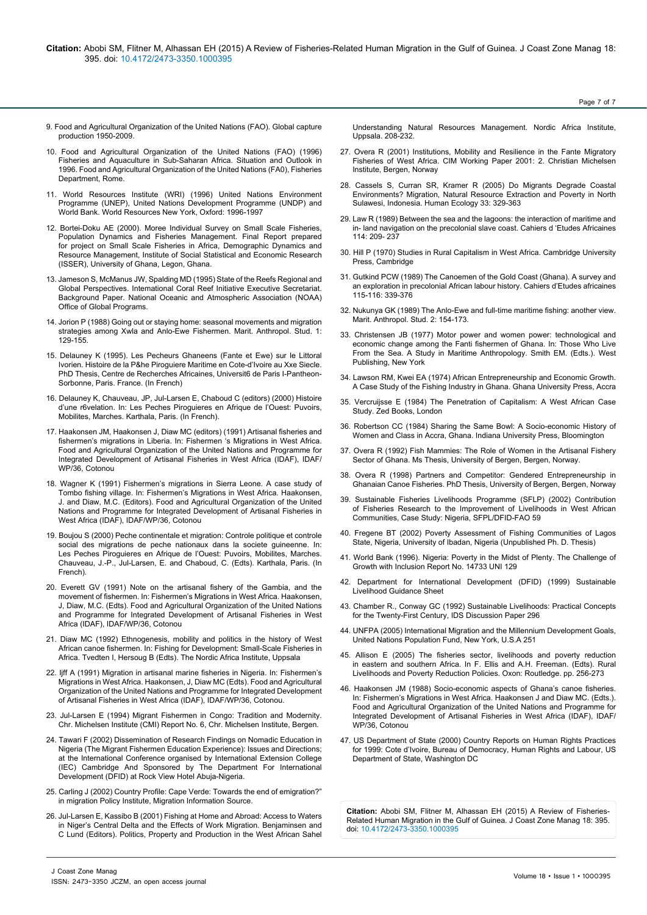9. Food and Agricultural Organization of the United Nations (FAO). Global capture production 1950-2009.

10. Food and Agricultural Organization of the United Nations (FAO) (1996) Fisheries and Aquaculture in Sub-Saharan Africa. Situation and Outlook in 1996. Food and Agricultural Organization of the United Nations (FA0), Fisheries Department, Rome.

11. World Resources Institute (WRI) (1996) United Nations Environment Programme (UNEP), United Nations Development Programme (UNDP) and World Bank. World Resources New York, Oxford: 1996-1997

12. Bortei-Doku AE (2000). Moree Individual Survey on Small Scale Fisheries, Population Dynamics and Fisheries Management. Final Report prepared for project on Small Scale Fisheries in Africa, Demographic Dynamics and Resource Management, Institute of Social Statistical and Economic Research (ISSER), University of Ghana, Legon, Ghana.

13. Jameson S, McManus JW, Spalding MD (1995) State of the Reefs Regional and Global Perspectives. International Coral Reef Initiative Executive Secretariat. Background Paper. National Oceanic and Atmospheric Association (NOAA) Office of Global Programs.

14. Jorion P (1988) Going out or staying home: seasonal movements and migration strategies among Xwla and Anlo-Ewe Fishermen. Marit. Anthropol. Stud. 1: 129-155.

15. Delauney K (1995). Les Pecheurs Ghaneens (Fante et Ewe) sur le Littoral Ivorien. Histoire de la P&he Piroguiere Maritime en Cote-d'Ivoire au Xxe Siecle. PhD Thesis, Centre de Recherches Africaines, Universit6 de Paris I-Pantheon-Sorbonne, Paris. France. (In French)

16. Delauney K, Chauveau, JP, Jul-Larsen E, Chaboud C (editors) (2000) Histoire d'une r6velation. In: Les Peches Piroguieres en Afrique de l'Ouest: Puvoirs, Mobilites, Marches. Karthala, Paris. (In French).

17. Haakonsen JM, Haakonsen J, Diaw MC (editors) (1991) Artisanal fisheries and fishermen's migrations in Liberia. In: Fishermen 's Migrations in West Africa. Food and Agricultural Organization of the United Nations and Programme for Integrated Development of Artisanal Fisheries in West Africa (IDAF), IDAF/WP/36, Cotonou

18. Wagner K (1991) Fishermen's migrations in Sierra Leone. A case study of Tombo fishing village. In: Fishermen's Migrations in West Africa. Haakonsen, J. and Diaw, M.C. (Editors). Food and Agricultural Organization of the United Nations and Programme for Integrated Development of Artisanal Fisheries in West Africa (IDAF), IDAF/WP/36, Cotonou

19. Boujou S (2000) Peche continentale et migration: Controle politique et controle social des migrations de peche nationaux dans la societe guineenne. In: Les Peches Piroguieres en Afrique de l'Ouest: Puvoirs, Mobilites, Marches. Chauveau, J.-P., Jul-Larsen, E. and Chaboud, C. (Edts). Karthala, Paris. (In French).

20. Everett GV (1991) Note on the artisanal fishery of the Gambia, and the movement of fishermen. In: Fishermen's Migrations in West Africa. Haakonsen, J, Diaw, M.C. (Edts). Food and Agricultural Organization of the United Nations and Programme for Integrated Development of Artisanal Fisheries in West Africa (IDAF), IDAF/WP/36, Cotonou

21. Diaw MC (1992) Ethnogenesis, mobility and politics in the history of West African canoe fishermen. In: Fishing for Development: Small-Scale Fisheries in Africa. Tvedten I, Hersoug B (Edts). The Nordic Africa Institute, Uppsala

22. Ijff A (1991) Migration in artisanal marine fisheries in Nigeria. In: Fishermen's Migrations in West Africa. Haakonsen, J, Diaw MC (Edts). Food and Agricultural Organization of the United Nations and Programme for Integrated Development of Artisanal Fisheries in West Africa (IDAF), IDAF/WP/36, Cotonou.

23. Jul-Larsen E (1994) Migrant Fishermen in Congo: Tradition and Modernity. Chr. Michelsen Institute (CMI) Report No. 6, Chr. Michelsen Institute, Bergen.

24. Tawari F (2002) Dissemination of Research Findings on Nomadic Education in Nigeria (The Migrant Fishermen Education Experience): Issues and Directions; at the International Conference organised by International Extension College (IEC) Cambridge And Sponsored by The Department For International Development (DFID) at Rock View Hotel Abuja-Nigeria.

25. Carling J (2002) Country Profile: Cape Verde: Towards the end of emigration?" in migration Policy Institute, Migration Information Source.

26. Jul-Larsen E, Kassibo B (2001) Fishing at Home and Abroad: Access to Waters in Niger's Central Delta and the Effects of Work Migration. Benjaminsen and C Lund (Editors). Politics, Property and Production in the West African Sahel Understanding Natural Resources Management. Nordic Africa Institute, Uppsala. 208-232.

27. Overa R (2001) Institutions, Mobility and Resilience in the Fante Migratory Fisheries of West Africa. CIM Working Paper 2001: 2. Christian Michelsen Institute, Bergen, Norway

28. Cassels S, Curran SR, Kramer R (2005) Do Migrants Degrade Coastal Environments? Migration, Natural Resource Extraction and Poverty in North Sulawesi, Indonesia. Human Ecology 33: 329-363

29. Law R (1989) Between the sea and the lagoons: the interaction of maritime and in- land navigation on the precolonial slave coast. Cahiers d 'Etudes Africaines 114: 209- 237

30. Hill P (1970) Studies in Rural Capitalism in West Africa. Cambridge University Press, Cambridge

31. Gutkind PCW (1989) The Canoemen of the Gold Coast (Ghana). A survey and an exploration in precolonial African labour history. Cahiers d'Etudes africaines 115-116: 339-376

32. Nukunya GK (1989) The Anlo-Ewe and full-time maritime fishing: another view. Marit. Anthropol. Stud. 2: 154-173.

33. Christensen JB (1977) Motor power and women power: technological and economic change among the Fanti fishermen of Ghana. In: Those Who Live From the Sea. A Study in Maritime Anthropology. Smith EM. (Edts.). West Publishing, New York

34. Lawson RM, Kwei EA (1974) African Entrepreneurship and Economic Growth. A Case Study of the Fishing Industry in Ghana. Ghana University Press, Accra

35. Vercruijsse E (1984) The Penetration of Capitalism: A West African Case Study. Zed Books, London

36. Robertson CC (1984) Sharing the Same Bowl: A Socio-economic History of Women and Class in Accra, Ghana. Indiana University Press, Bloomington

37. Overa R (1992) Fish Mammies: The Role of Women in the Artisanal Fishery Sector of Ghana. Ms Thesis, University of Bergen, Bergen, Norway.

38. Overa R (1998) Partners and Competitor: Gendered Entrepreneurship in Ghanaian Canoe Fisheries. PhD Thesis, University of Bergen, Bergen, Norway

39. Sustainable Fisheries Livelihoods Programme (SFLP) (2002) Contribution of Fisheries Research to the Improvement of Livelihoods in West African Communities, Case Study: Nigeria, SFPL/DFID-FAO 59

40. Fregene BT (2002) Poverty Assessment of Fishing Communities of Lagos State, Nigeria, University of Ibadan, Nigeria (Unpublished Ph. D. Thesis)

41. World Bank (1996). Nigeria: Poverty in the Midst of Plenty. The Challenge of Growth with Inclusion Report No. 14733 UNI 129

42. Department for International Development (DFID) (1999) Sustainable Livelihood Guidance Sheet

43. Chamber R., Conway GC (1992) Sustainable Livelihoods: Practical Concepts for the Twenty-First Century, IDS Discussion Paper 296

44. UNFPA (2005) International Migration and the Millennium Development Goals, United Nations Population Fund, New York, U.S.A 251

45. Allison E (2005) The fisheries sector, livelihoods and poverty reduction in eastern and southern Africa. In F. Ellis and A.H. Freeman. (Edts). Rural Livelihoods and Poverty Reduction Policies. Oxon: Routledge. pp. 256-273

46. Haakonsen JM (1988) Socio-economic aspects of Ghana's canoe fisheries. In: Fishermen's Migrations in West Africa. Haakonsen J and Diaw MC. (Edts.). Food and Agricultural Organization of the United Nations and Programme for Integrated Development of Artisanal Fisheries in West Africa (IDAF), IDAF/WP/36, Cotonou

47. US Department of State (2000) Country Reports on Human Rights Practices for 1999: Cote d'Ivoire, Bureau of Democracy, Human Rights and Labour, US Department of State, Washington DC